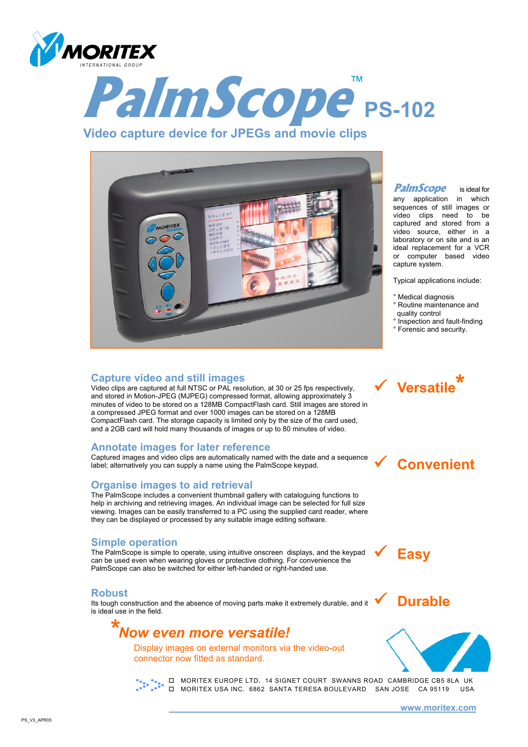# PalmScope™ PS-102

## Video capture device for JPEGs and movie clips

**PalmScope** is ideal for any application in which sequences of still images or video clips need to be captured and stored from a video source, either in a laboratory or on site and is an ideal replacement for a VCR or computer based video capture system.

Typical applications include:

- Medical diagnosis
- Routine maintenance and quality control
- Inspection and fault-finding
- Forensic and security.

### Capture video and still images

Video clips are captured at full NTSC or PAL resolution, at 30 or 25 fps respectively, and stored in Motion-JPEG (MJPEG) compressed format, allowing approximately 3 minutes of video to be stored on a 128MB CompactFlash card. Still images are stored in a compressed JPEG format and over 1000 images can be stored on a 128MB CompactFlash card. The storage capacity is limited only by the size of the card used, and a 2GB card will hold many thousands of images or up to 80 minutes of video.

✓ **Versatile***

### Annotate images for later reference

Captured images and video clips are automatically named with the date and a sequence label; alternatively you can supply a name using the PalmScope keypad.

✓ **Convenient**

### Organise images to aid retrieval

The PalmScope includes a convenient thumbnail gallery with cataloguing functions to help in archiving and retrieving images. An individual image can be selected for full size viewing. Images can be easily transferred to a PC using the supplied card reader, where they can be displayed or processed by any suitable image editing software.

### Simple operation

The PalmScope is simple to operate, using intuitive onscreen displays, and the keypad can be used even when wearing gloves or protective clothing. For convenience the PalmScope can also be switched for either left-handed or right-handed use.

✓ **Easy**

### Robust

Its tough construction and the absence of moving parts make it extremely durable, and it is ideal use in the field.

✓ **Durable**

### *Now even more versatile!

Display images on external monitors via the video-out connector now fitted as standard.

- MORITEX EUROPE LTD. 14 SIGNET COURT SWANNS ROAD CAMBRIDGE CB5 8LA UK
- MORITEX USA INC. 6862 SANTA TERESA BOULEVARD SAN JOSE CA 95119 USA

www.moritex.com

PS_V3_APR05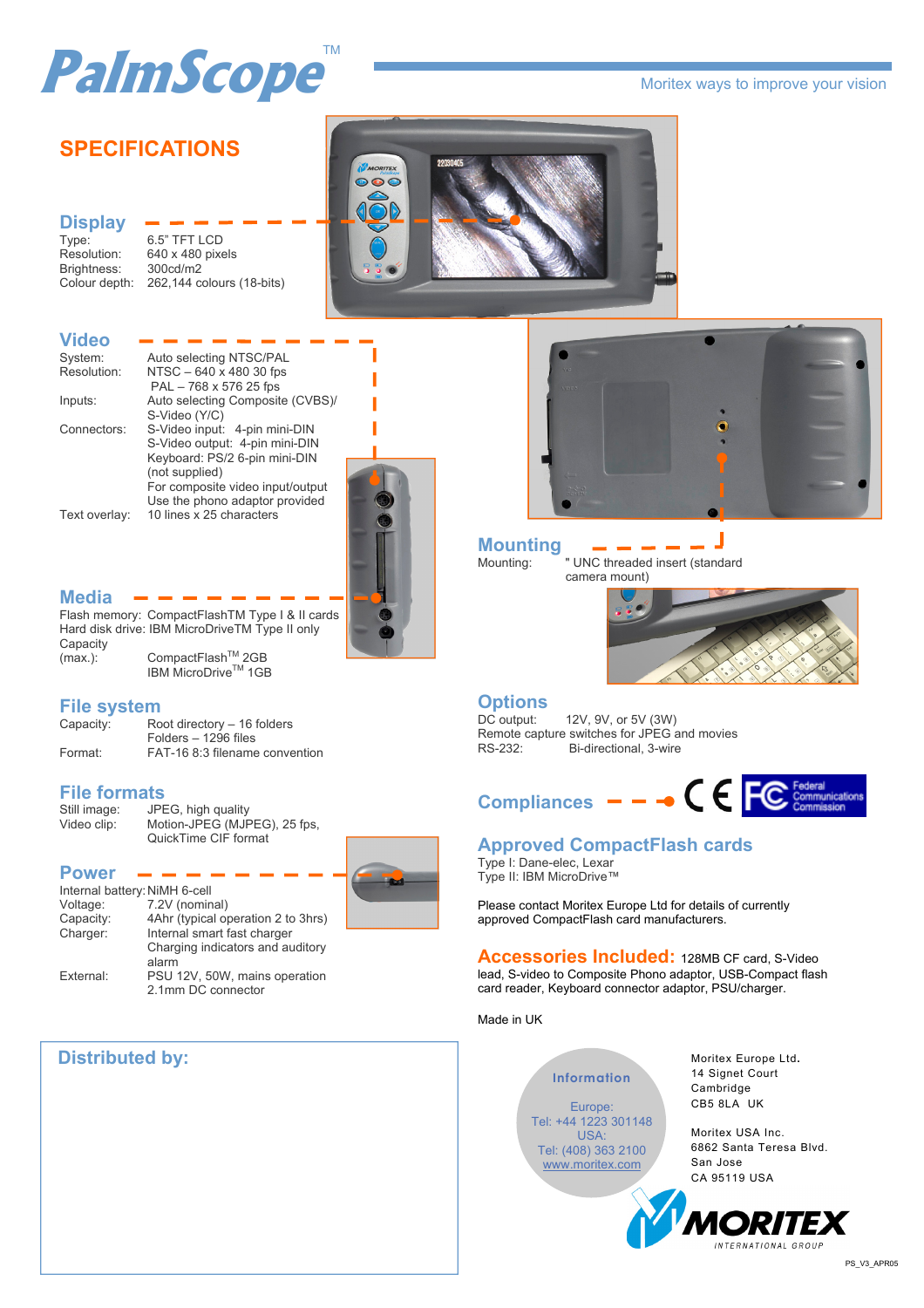# PalmScope™

Moritex ways to improve your vision

## SPECIFICATIONS

### Display

| | |
|---|---|
| Type: | 6.5" TFT LCD |
| Resolution: | 640 x 480 pixels |
| Brightness: | 300cd/m2 |
| Colour depth: | 262,144 colours (18-bits) |

### Video

| | |
|---|---|
| System: | Auto selecting NTSC/PAL |
| Resolution: | NTSC – 640 x 480 30 fps<br>PAL – 768 x 576 25 fps |
| Inputs: | Auto selecting Composite (CVBS)/ S-Video (Y/C) |
| Connectors: | S-Video input: 4-pin mini-DIN<br>S-Video output: 4-pin mini-DIN<br>Keyboard: PS/2 6-pin mini-DIN (not supplied)<br>For composite video input/output Use the phono adaptor provided |
| Text overlay: | 10 lines x 25 characters |

### Media

Flash memory: CompactFlashTM Type I & II cards
Hard disk drive: IBM MicroDriveTM Type II only

| | |
|---|---|
| Capacity (max.): | CompactFlash™ 2GB<br>IBM MicroDrive™ 1GB |

### File system

| | |
|---|---|
| Capacity: | Root directory – 16 folders<br>Folders – 1296 files |
| Format: | FAT-16 8:3 filename convention |

### File formats

| | |
|---|---|
| Still image: | JPEG, high quality |
| Video clip: | Motion-JPEG (MJPEG), 25 fps, QuickTime CIF format |

### Power

| | |
|---|---|
| Internal battery: | NiMH 6-cell |
| Voltage: | 7.2V (nominal) |
| Capacity: | 4Ahr (typical operation 2 to 3hrs) |
| Charger: | Internal smart fast charger<br>Charging indicators and auditory alarm |
| External: | PSU 12V, 50W, mains operation<br>2.1mm DC connector |

### Mounting

Mounting: " UNC threaded insert (standard camera mount)

### Options

| | |
|---|---|
| DC output: | 12V, 9V, or 5V (3W) |

Remote capture switches for JPEG and movies

| | |
|---|---|
| RS-232: | Bi-directional, 3-wire |

### Compliances

CE — Federal Communications Commission

### Approved CompactFlash cards

Type I: Dane-elec, Lexar
Type II: IBM MicroDrive™

Please contact Moritex Europe Ltd for details of currently approved CompactFlash card manufacturers.

**Accessories Included:** 128MB CF card, S-Video lead, S-video to Composite Phono adaptor, USB-Compact flash card reader, Keyboard connector adaptor, PSU/charger.

Made in UK

### Distributed by:

**Information**

Europe:
Tel: +44 1223 301148
USA:
Tel: (408) 363 2100
www.moritex.com

Moritex Europe Ltd.
14 Signet Court
Cambridge
CB5 8LA UK

Moritex USA Inc.
6862 Santa Teresa Blvd.
San Jose
CA 95119 USA

MORITEX INTERNATIONAL GROUP

PS_V3_APR05